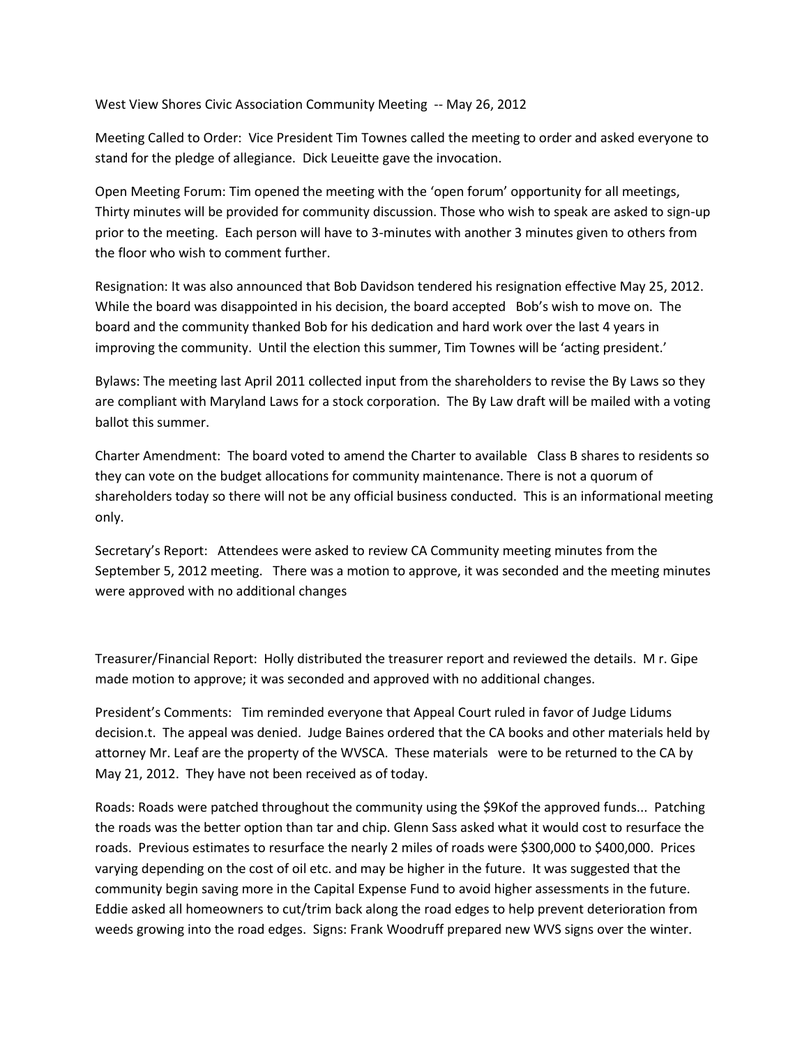West View Shores Civic Association Community Meeting -- May 26, 2012

Meeting Called to Order: Vice President Tim Townes called the meeting to order and asked everyone to stand for the pledge of allegiance. Dick Leueitte gave the invocation.

Open Meeting Forum: Tim opened the meeting with the 'open forum' opportunity for all meetings, Thirty minutes will be provided for community discussion. Those who wish to speak are asked to sign-up prior to the meeting. Each person will have to 3-minutes with another 3 minutes given to others from the floor who wish to comment further.

Resignation: It was also announced that Bob Davidson tendered his resignation effective May 25, 2012. While the board was disappointed in his decision, the board accepted Bob's wish to move on. The board and the community thanked Bob for his dedication and hard work over the last 4 years in improving the community. Until the election this summer, Tim Townes will be 'acting president.'

Bylaws: The meeting last April 2011 collected input from the shareholders to revise the By Laws so they are compliant with Maryland Laws for a stock corporation. The By Law draft will be mailed with a voting ballot this summer.

Charter Amendment: The board voted to amend the Charter to available Class B shares to residents so they can vote on the budget allocations for community maintenance. There is not a quorum of shareholders today so there will not be any official business conducted. This is an informational meeting only.

Secretary's Report: Attendees were asked to review CA Community meeting minutes from the September 5, 2012 meeting. There was a motion to approve, it was seconded and the meeting minutes were approved with no additional changes

Treasurer/Financial Report: Holly distributed the treasurer report and reviewed the details. M r. Gipe made motion to approve; it was seconded and approved with no additional changes.

President's Comments: Tim reminded everyone that Appeal Court ruled in favor of Judge Lidums decision.t. The appeal was denied. Judge Baines ordered that the CA books and other materials held by attorney Mr. Leaf are the property of the WVSCA. These materials were to be returned to the CA by May 21, 2012. They have not been received as of today.

Roads: Roads were patched throughout the community using the $9Kof the approved funds... Patching the roads was the better option than tar and chip. Glenn Sass asked what it would cost to resurface the roads. Previous estimates to resurface the nearly 2 miles of roads were $300,000 to $400,000. Prices varying depending on the cost of oil etc. and may be higher in the future. It was suggested that the community begin saving more in the Capital Expense Fund to avoid higher assessments in the future. Eddie asked all homeowners to cut/trim back along the road edges to help prevent deterioration from weeds growing into the road edges. Signs: Frank Woodruff prepared new WVS signs over the winter.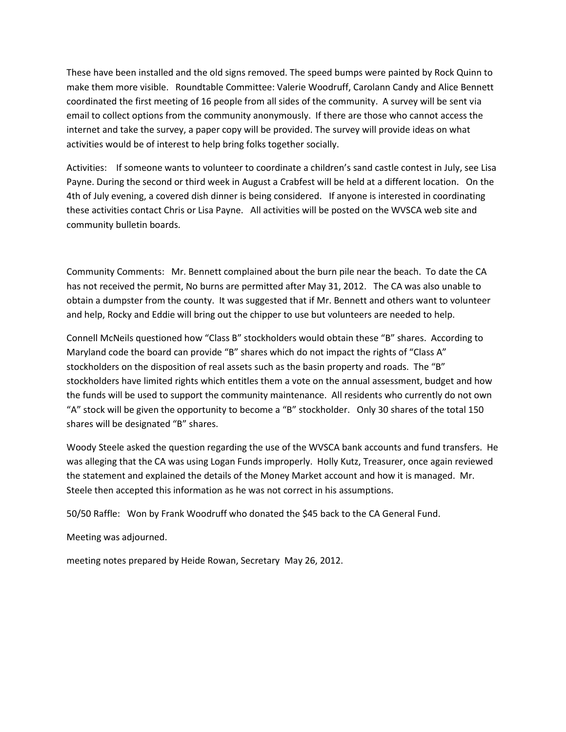These have been installed and the old signs removed. The speed bumps were painted by Rock Quinn to make them more visible. Roundtable Committee: Valerie Woodruff, Carolann Candy and Alice Bennett coordinated the first meeting of 16 people from all sides of the community. A survey will be sent via email to collect options from the community anonymously. If there are those who cannot access the internet and take the survey, a paper copy will be provided. The survey will provide ideas on what activities would be of interest to help bring folks together socially.

Activities: If someone wants to volunteer to coordinate a children's sand castle contest in July, see Lisa Payne. During the second or third week in August a Crabfest will be held at a different location. On the 4th of July evening, a covered dish dinner is being considered. If anyone is interested in coordinating these activities contact Chris or Lisa Payne. All activities will be posted on the WVSCA web site and community bulletin boards.

Community Comments: Mr. Bennett complained about the burn pile near the beach. To date the CA has not received the permit, No burns are permitted after May 31, 2012. The CA was also unable to obtain a dumpster from the county. It was suggested that if Mr. Bennett and others want to volunteer and help, Rocky and Eddie will bring out the chipper to use but volunteers are needed to help.

Connell McNeils questioned how "Class B" stockholders would obtain these "B" shares. According to Maryland code the board can provide "B" shares which do not impact the rights of "Class A" stockholders on the disposition of real assets such as the basin property and roads. The "B" stockholders have limited rights which entitles them a vote on the annual assessment, budget and how the funds will be used to support the community maintenance. All residents who currently do not own "A" stock will be given the opportunity to become a "B" stockholder. Only 30 shares of the total 150 shares will be designated "B" shares.

Woody Steele asked the question regarding the use of the WVSCA bank accounts and fund transfers. He was alleging that the CA was using Logan Funds improperly. Holly Kutz, Treasurer, once again reviewed the statement and explained the details of the Money Market account and how it is managed. Mr. Steele then accepted this information as he was not correct in his assumptions.

50/50 Raffle: Won by Frank Woodruff who donated the $45 back to the CA General Fund.

Meeting was adjourned.

meeting notes prepared by Heide Rowan, Secretary May 26, 2012.